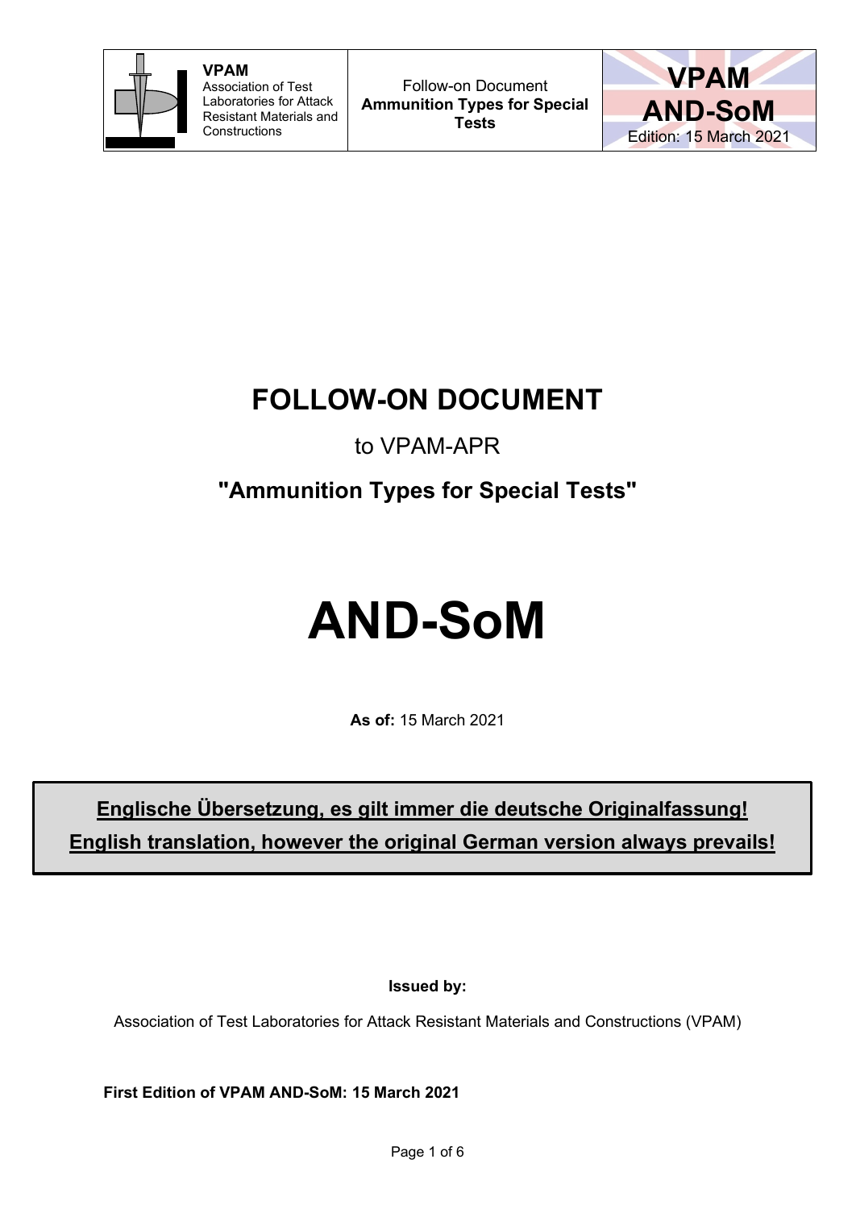# FOLLOW-ON DOCUMENT

to VPAM-APR

## "Ammunition Types for Special Tests"

# AND-SoM

**As of:** 15 March 2021

**Englische Übersetzung, es gilt immer die deutsche Originalfassung!**
**English translation, however the original German version always prevails!**

**Issued by:**

Association of Test Laboratories for Attack Resistant Materials and Constructions (VPAM)

**First Edition of VPAM AND-SoM: 15 March 2021**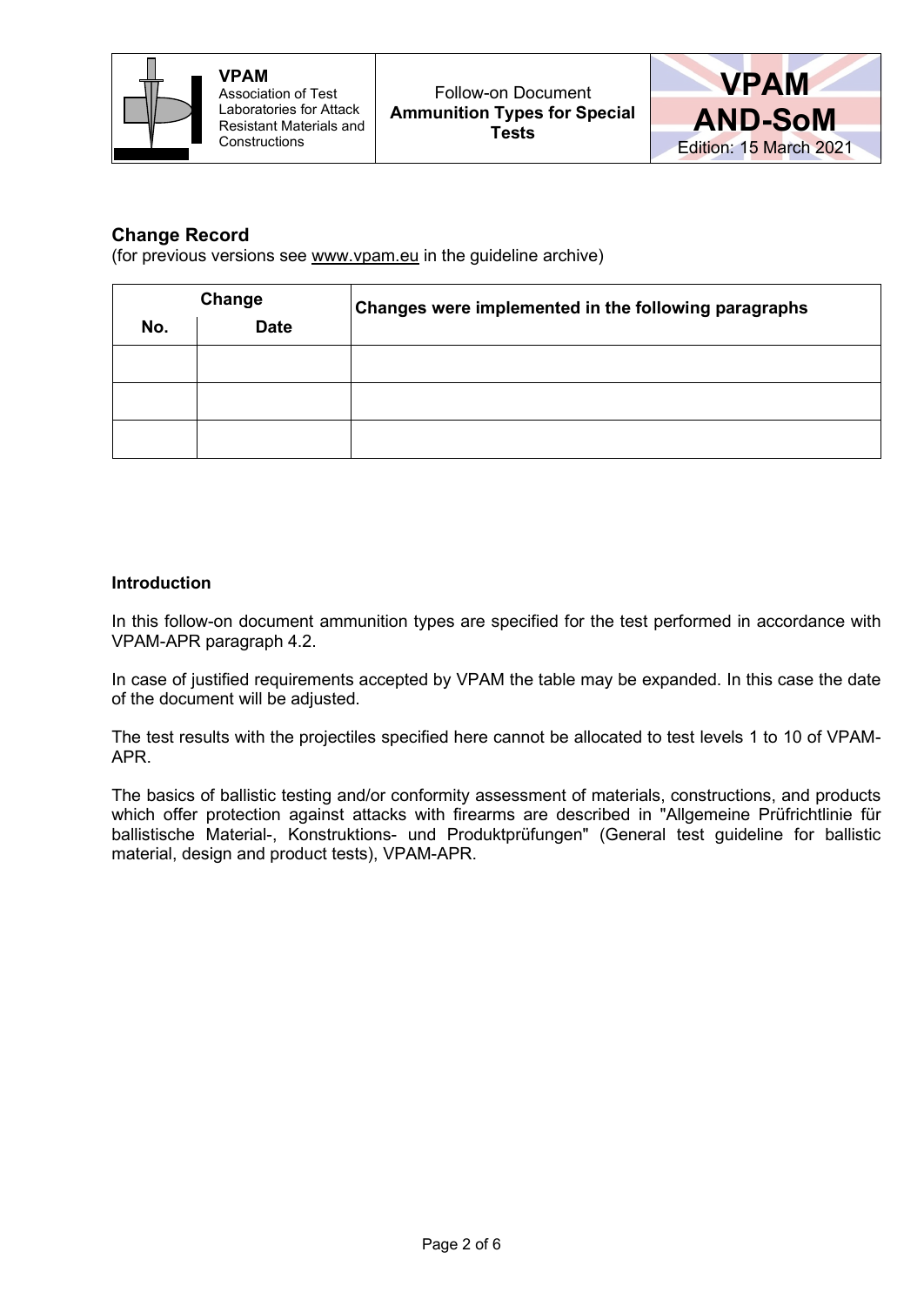## Change Record

(for previous versions see www.vpam.eu in the guideline archive)

| Change | | Changes were implemented in the following paragraphs |
|---|---|---|
| No. | Date | |
| | | |
| | | |
| | | |

**Introduction**

In this follow-on document ammunition types are specified for the test performed in accordance with VPAM-APR paragraph 4.2.

In case of justified requirements accepted by VPAM the table may be expanded. In this case the date of the document will be adjusted.

The test results with the projectiles specified here cannot be allocated to test levels 1 to 10 of VPAM-APR.

The basics of ballistic testing and/or conformity assessment of materials, constructions, and products which offer protection against attacks with firearms are described in "Allgemeine Prüfrichtlinie für ballistische Material-, Konstruktions- und Produktprüfungen" (General test guideline for ballistic material, design and product tests), VPAM-APR.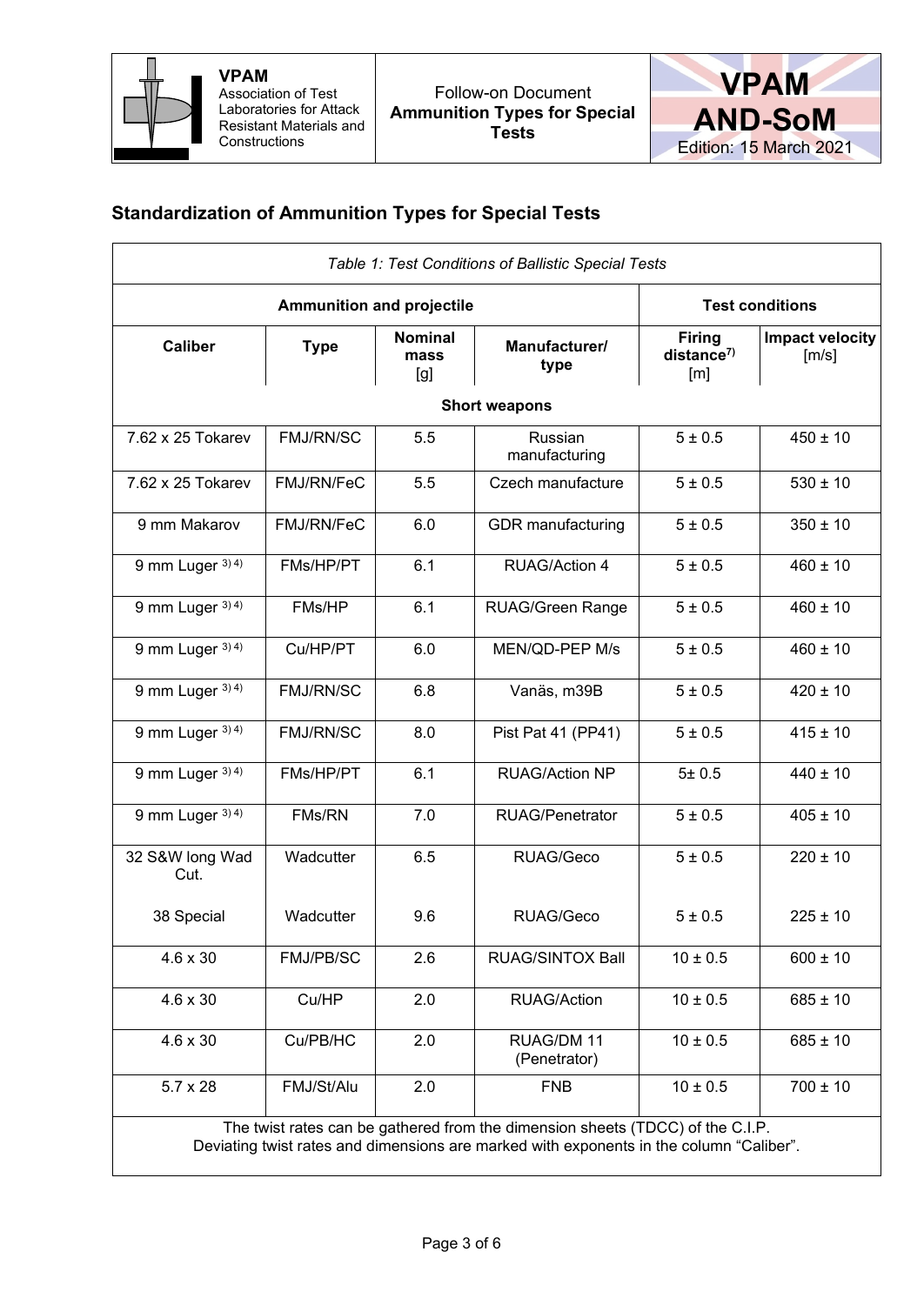## Standardization of Ammunition Types for Special Tests

| *Table 1: Test Conditions of Ballistic Special Tests* | | | | | |
|---|---|---|---|---|---|
| **Ammunition and projectile** | | | | **Test conditions** | |
| **Caliber** | **Type** | **Nominal mass** [g] | **Manufacturer/ type** | **Firing distance**[7)] [m] | **Impact velocity** [m/s] |
| **Short weapons** | | | | | |
| 7.62 x 25 Tokarev | FMJ/RN/SC | 5.5 | Russian manufacturing | 5 ± 0.5 | 450 ± 10 |
| 7.62 x 25 Tokarev | FMJ/RN/FeC | 5.5 | Czech manufacture | 5 ± 0.5 | 530 ± 10 |
| 9 mm Makarov | FMJ/RN/FeC | 6.0 | GDR manufacturing | 5 ± 0.5 | 350 ± 10 |
| 9 mm Luger [3) 4)] | FMs/HP/PT | 6.1 | RUAG/Action 4 | 5 ± 0.5 | 460 ± 10 |
| 9 mm Luger [3) 4)] | FMs/HP | 6.1 | RUAG/Green Range | 5 ± 0.5 | 460 ± 10 |
| 9 mm Luger [3) 4)] | Cu/HP/PT | 6.0 | MEN/QD-PEP M/s | 5 ± 0.5 | 460 ± 10 |
| 9 mm Luger [3) 4)] | FMJ/RN/SC | 6.8 | Vanäs, m39B | 5 ± 0.5 | 420 ± 10 |
| 9 mm Luger [3) 4)] | FMJ/RN/SC | 8.0 | Pist Pat 41 (PP41) | 5 ± 0.5 | 415 ± 10 |
| 9 mm Luger [3) 4)] | FMs/HP/PT | 6.1 | RUAG/Action NP | 5± 0.5 | 440 ± 10 |
| 9 mm Luger [3) 4)] | FMs/RN | 7.0 | RUAG/Penetrator | 5 ± 0.5 | 405 ± 10 |
| 32 S&W long Wad Cut. | Wadcutter | 6.5 | RUAG/Geco | 5 ± 0.5 | 220 ± 10 |
| 38 Special | Wadcutter | 9.6 | RUAG/Geco | 5 ± 0.5 | 225 ± 10 |
| 4.6 x 30 | FMJ/PB/SC | 2.6 | RUAG/SINTOX Ball | 10 ± 0.5 | 600 ± 10 |
| 4.6 x 30 | Cu/HP | 2.0 | RUAG/Action | 10 ± 0.5 | 685 ± 10 |
| 4.6 x 30 | Cu/PB/HC | 2.0 | RUAG/DM 11 (Penetrator) | 10 ± 0.5 | 685 ± 10 |
| 5.7 x 28 | FMJ/St/Alu | 2.0 | FNB | 10 ± 0.5 | 700 ± 10 |
| The twist rates can be gathered from the dimension sheets (TDCC) of the C.I.P. Deviating twist rates and dimensions are marked with exponents in the column "Caliber". | | | | | |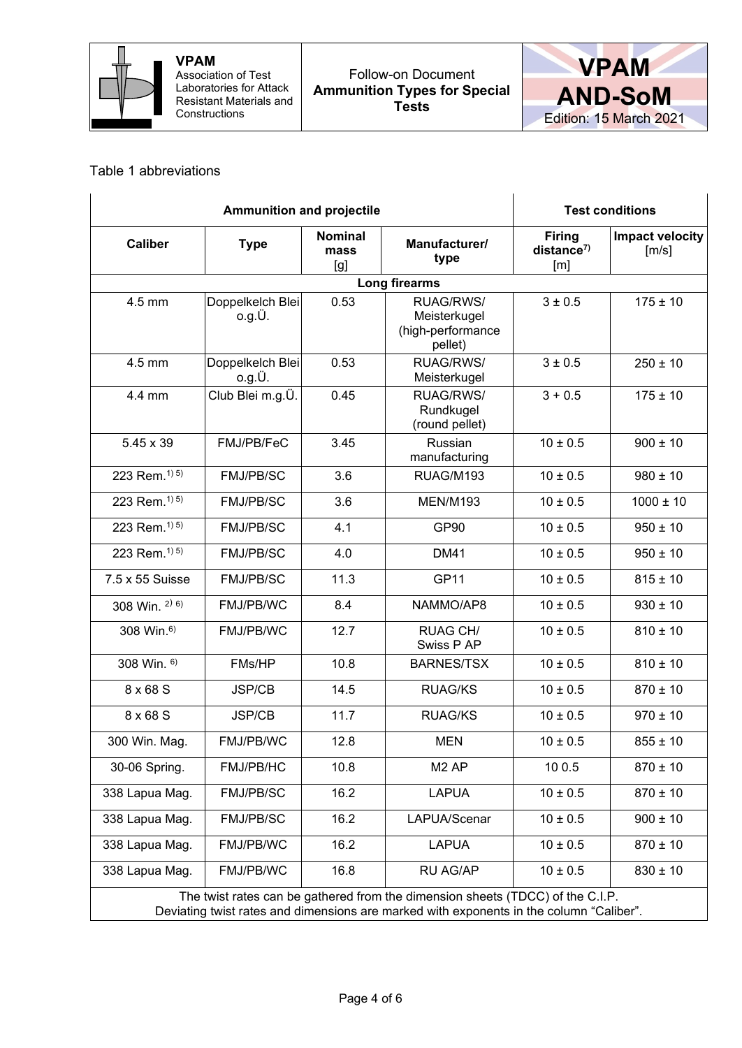Table 1 abbreviations

| Ammunition and projectile | | | | Test conditions | |
|---|---|---|---|---|---|
| **Caliber** | **Type** | **Nominal mass** [g] | **Manufacturer/ type** | **Firing distance**[7] [m] | **Impact velocity** [m/s] |
| **Long firearms** | | | | | |
| 4.5 mm | Doppelkelch Blei o.g.Ü. | 0.53 | RUAG/RWS/ Meisterkugel (high-performance pellet) | 3 ± 0.5 | 175 ± 10 |
| 4.5 mm | Doppelkelch Blei o.g.Ü. | 0.53 | RUAG/RWS/ Meisterkugel | 3 ± 0.5 | 250 ± 10 |
| 4.4 mm | Club Blei m.g.Ü. | 0.45 | RUAG/RWS/ Rundkugel (round pellet) | 3 + 0.5 | 175 ± 10 |
| 5.45 x 39 | FMJ/PB/FeC | 3.45 | Russian manufacturing | 10 ± 0.5 | 900 ± 10 |
| 223 Rem.[1) 5)] | FMJ/PB/SC | 3.6 | RUAG/M193 | 10 ± 0.5 | 980 ± 10 |
| 223 Rem.[1) 5)] | FMJ/PB/SC | 3.6 | MEN/M193 | 10 ± 0.5 | 1000 ± 10 |
| 223 Rem.[1) 5)] | FMJ/PB/SC | 4.1 | GP90 | 10 ± 0.5 | 950 ± 10 |
| 223 Rem.[1) 5)] | FMJ/PB/SC | 4.0 | DM41 | 10 ± 0.5 | 950 ± 10 |
| 7.5 x 55 Suisse | FMJ/PB/SC | 11.3 | GP11 | 10 ± 0.5 | 815 ± 10 |
| 308 Win.[2) 6)] | FMJ/PB/WC | 8.4 | NAMMO/AP8 | 10 ± 0.5 | 930 ± 10 |
| 308 Win.[6)] | FMJ/PB/WC | 12.7 | RUAG CH/ Swiss P AP | 10 ± 0.5 | 810 ± 10 |
| 308 Win.[6)] | FMs/HP | 10.8 | BARNES/TSX | 10 ± 0.5 | 810 ± 10 |
| 8 x 68 S | JSP/CB | 14.5 | RUAG/KS | 10 ± 0.5 | 870 ± 10 |
| 8 x 68 S | JSP/CB | 11.7 | RUAG/KS | 10 ± 0.5 | 970 ± 10 |
| 300 Win. Mag. | FMJ/PB/WC | 12.8 | MEN | 10 ± 0.5 | 855 ± 10 |
| 30-06 Spring. | FMJ/PB/HC | 10.8 | M2 AP | 10 0.5 | 870 ± 10 |
| 338 Lapua Mag. | FMJ/PB/SC | 16.2 | LAPUA | 10 ± 0.5 | 870 ± 10 |
| 338 Lapua Mag. | FMJ/PB/SC | 16.2 | LAPUA/Scenar | 10 ± 0.5 | 900 ± 10 |
| 338 Lapua Mag. | FMJ/PB/WC | 16.2 | LAPUA | 10 ± 0.5 | 870 ± 10 |
| 338 Lapua Mag. | FMJ/PB/WC | 16.8 | RU AG/AP | 10 ± 0.5 | 830 ± 10 |
| The twist rates can be gathered from the dimension sheets (TDCC) of the C.I.P. Deviating twist rates and dimensions are marked with exponents in the column "Caliber". | | | | | |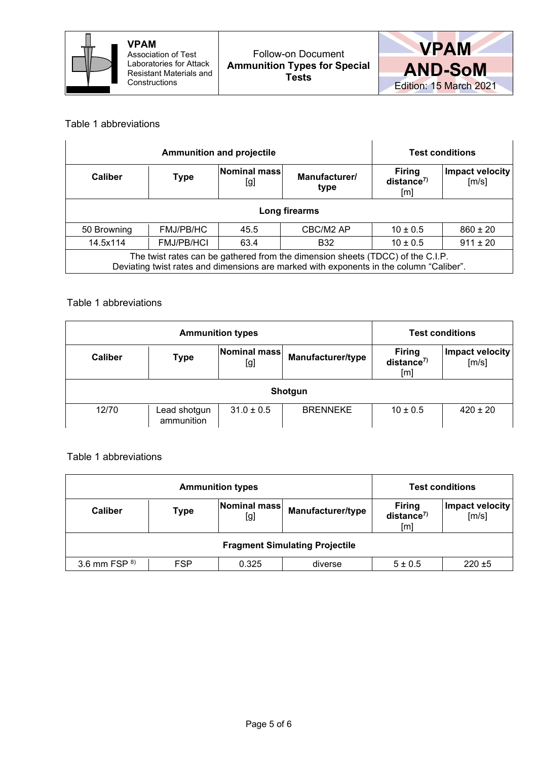Table 1 abbreviations

| Ammunition and projectile | | | | Test conditions | |
|---|---|---|---|---|---|
| **Caliber** | **Type** | **Nominal mass** [g] | **Manufacturer/ type** | **Firing distance**[7)] [m] | **Impact velocity** [m/s] |
| **Long firearms** | | | | | |
| 50 Browning | FMJ/PB/HC | 45.5 | CBC/M2 AP | 10 ± 0.5 | 860 ± 20 |
| 14.5x114 | FMJ/PB/HCI | 63.4 | B32 | 10 ± 0.5 | 911 ± 20 |
| The twist rates can be gathered from the dimension sheets (TDCC) of the C.I.P. Deviating twist rates and dimensions are marked with exponents in the column "Caliber". | | | | | |

Table 1 abbreviations

| Ammunition types | | | | Test conditions | |
|---|---|---|---|---|---|
| **Caliber** | **Type** | **Nominal mass** [g] | **Manufacturer/type** | **Firing distance**[7)] [m] | **Impact velocity** [m/s] |
| **Shotgun** | | | | | |
| 12/70 | Lead shotgun ammunition | 31.0 ± 0.5 | BRENNEKE | 10 ± 0.5 | 420 ± 20 |

Table 1 abbreviations

| Ammunition types | | | | Test conditions | |
|---|---|---|---|---|---|
| **Caliber** | **Type** | **Nominal mass** [g] | **Manufacturer/type** | **Firing distance**[7)] [m] | **Impact velocity** [m/s] |
| **Fragment Simulating Projectile** | | | | | |
| 3.6 mm FSP [8)] | FSP | 0.325 | diverse | 5 ± 0.5 | 220 ±5 |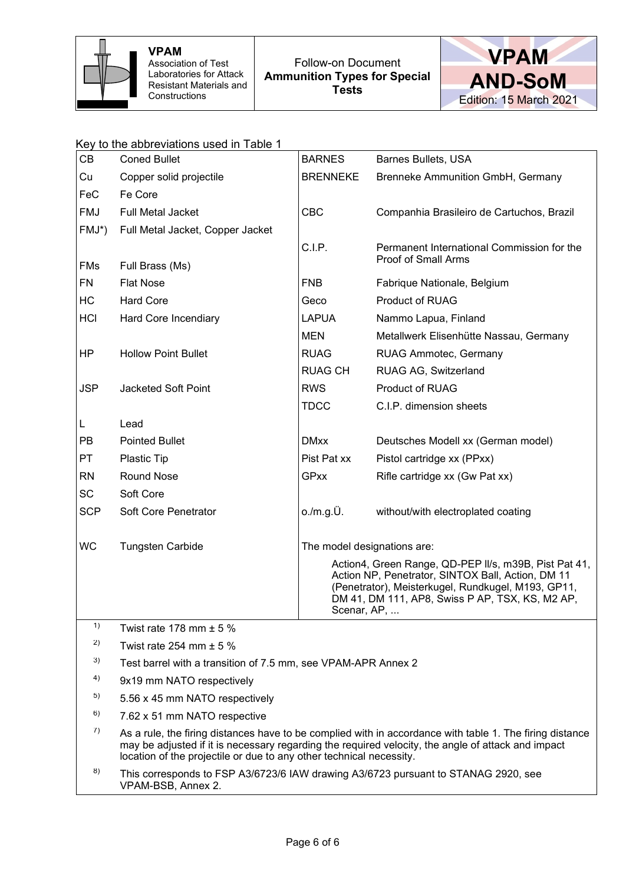Key to the abbreviations used in Table 1

| | | | |
|---|---|---|---|
| CB | Coned Bullet | BARNES | Barnes Bullets, USA |
| Cu | Copper solid projectile | BRENNEKE | Brenneke Ammunition GmbH, Germany |
| FeC | Fe Core | | |
| FMJ | Full Metal Jacket | CBC | Companhia Brasileiro de Cartuchos, Brazil |
| FMJ*) | Full Metal Jacket, Copper Jacket | | |
| FMs | Full Brass (Ms) | C.I.P. | Permanent International Commission for the Proof of Small Arms |
| FN | Flat Nose | FNB | Fabrique Nationale, Belgium |
| HC | Hard Core | Geco | Product of RUAG |
| HCI | Hard Core Incendiary | LAPUA | Nammo Lapua, Finland |
| | | MEN | Metallwerk Elisenhütte Nassau, Germany |
| HP | Hollow Point Bullet | RUAG | RUAG Ammotec, Germany |
| | | RUAG CH | RUAG AG, Switzerland |
| JSP | Jacketed Soft Point | RWS | Product of RUAG |
| | | TDCC | C.I.P. dimension sheets |
| L | Lead | | |
| PB | Pointed Bullet | DMxx | Deutsches Modell xx (German model) |
| PT | Plastic Tip | Pist Pat xx | Pistol cartridge xx (PPxx) |
| RN | Round Nose | GPxx | Rifle cartridge xx (Gw Pat xx) |
| SC | Soft Core | | |
| SCP | Soft Core Penetrator | o./m.g.Ü. | without/with electroplated coating |
| WC | Tungsten Carbide | The model designations are: Action4, Green Range, QD-PEP II/s, m39B, Pist Pat 41, Action NP, Penetrator, SINTOX Ball, Action, DM 11 (Penetrator), Meisterkugel, Rundkugel, M193, GP11, DM 41, DM 111, AP8, Swiss P AP, TSX, KS, M2 AP, Scenar, AP, ... | |

1) Twist rate 178 mm ± 5 %

2) Twist rate 254 mm ± 5 %

3) Test barrel with a transition of 7.5 mm, see VPAM-APR Annex 2

4) 9x19 mm NATO respectively

5) 5.56 x 45 mm NATO respectively

6) 7.62 x 51 mm NATO respective

7) As a rule, the firing distances have to be complied with in accordance with table 1. The firing distance may be adjusted if it is necessary regarding the required velocity, the angle of attack and impact location of the projectile or due to any other technical necessity.

8) This corresponds to FSP A3/6723/6 IAW drawing A3/6723 pursuant to STANAG 2920, see VPAM-BSB, Annex 2.